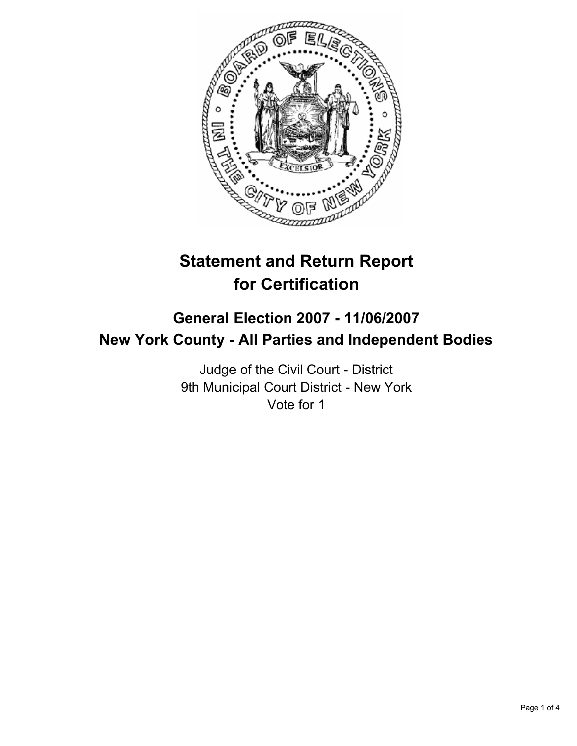# Statement and Return Report for Certification

## General Election 2007 - 11/06/2007
## New York County - All Parties and Independent Bodies

Judge of the Civil Court - District
9th Municipal Court District - New York
Vote for 1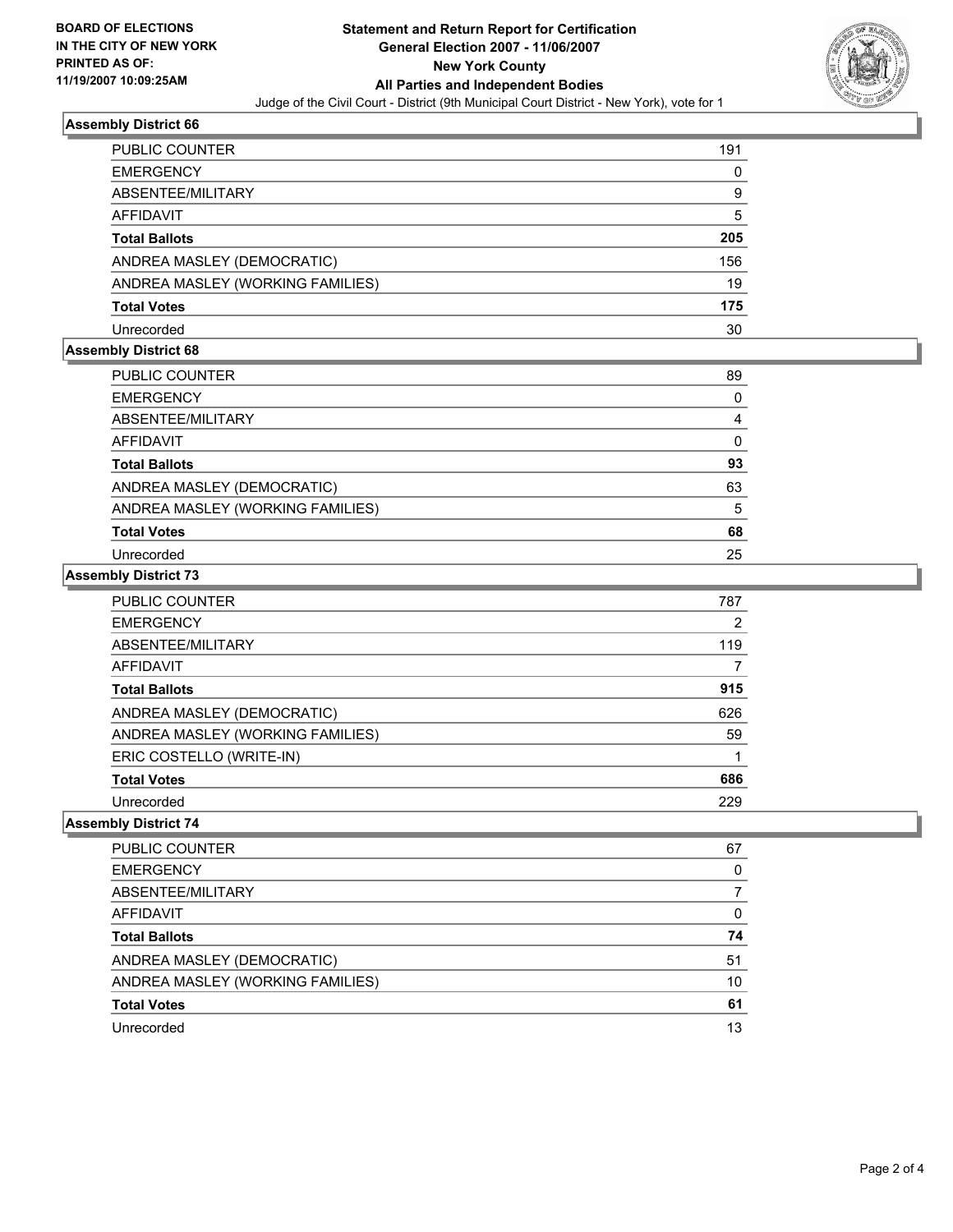**BOARD OF ELECTIONS IN THE CITY OF NEW YORK PRINTED AS OF: 11/19/2007 10:09:25AM**

# Statement and Return Report for Certification
## General Election 2007 - 11/06/2007
## New York County
## All Parties and Independent Bodies

Judge of the Civil Court - District (9th Municipal Court District - New York), vote for 1

### Assembly District 66

| | |
|---|---|
| PUBLIC COUNTER | 191 |
| EMERGENCY | 0 |
| ABSENTEE/MILITARY | 9 |
| AFFIDAVIT | 5 |
| **Total Ballots** | **205** |
| ANDREA MASLEY (DEMOCRATIC) | 156 |
| ANDREA MASLEY (WORKING FAMILIES) | 19 |
| **Total Votes** | **175** |
| Unrecorded | 30 |

### Assembly District 68

| | |
|---|---|
| PUBLIC COUNTER | 89 |
| EMERGENCY | 0 |
| ABSENTEE/MILITARY | 4 |
| AFFIDAVIT | 0 |
| **Total Ballots** | **93** |
| ANDREA MASLEY (DEMOCRATIC) | 63 |
| ANDREA MASLEY (WORKING FAMILIES) | 5 |
| **Total Votes** | **68** |
| Unrecorded | 25 |

### Assembly District 73

| | |
|---|---|
| PUBLIC COUNTER | 787 |
| EMERGENCY | 2 |
| ABSENTEE/MILITARY | 119 |
| AFFIDAVIT | 7 |
| **Total Ballots** | **915** |
| ANDREA MASLEY (DEMOCRATIC) | 626 |
| ANDREA MASLEY (WORKING FAMILIES) | 59 |
| ERIC COSTELLO (WRITE-IN) | 1 |
| **Total Votes** | **686** |
| Unrecorded | 229 |

### Assembly District 74

| | |
|---|---|
| PUBLIC COUNTER | 67 |
| EMERGENCY | 0 |
| ABSENTEE/MILITARY | 7 |
| AFFIDAVIT | 0 |
| **Total Ballots** | **74** |
| ANDREA MASLEY (DEMOCRATIC) | 51 |
| ANDREA MASLEY (WORKING FAMILIES) | 10 |
| **Total Votes** | **61** |
| Unrecorded | 13 |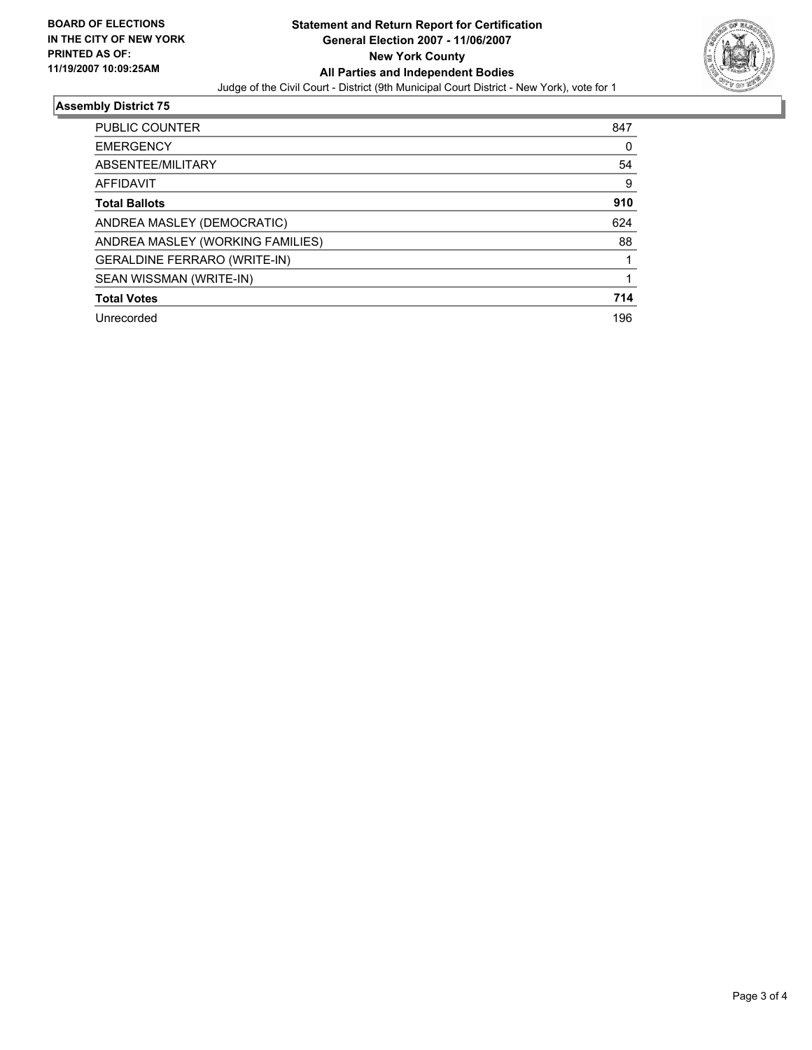BOARD OF ELECTIONS
IN THE CITY OF NEW YORK
PRINTED AS OF:
11/19/2007 10:09:25AM

**Statement and Return Report for Certification**
**General Election 2007 - 11/06/2007**
**New York County**
**All Parties and Independent Bodies**
Judge of the Civil Court - District (9th Municipal Court District - New York), vote for 1

## Assembly District 75

| | |
|---|---|
| PUBLIC COUNTER | 847 |
| EMERGENCY | 0 |
| ABSENTEE/MILITARY | 54 |
| AFFIDAVIT | 9 |
| **Total Ballots** | **910** |
| ANDREA MASLEY (DEMOCRATIC) | 624 |
| ANDREA MASLEY (WORKING FAMILIES) | 88 |
| GERALDINE FERRARO (WRITE-IN) | 1 |
| SEAN WISSMAN (WRITE-IN) | 1 |
| **Total Votes** | **714** |
| Unrecorded | 196 |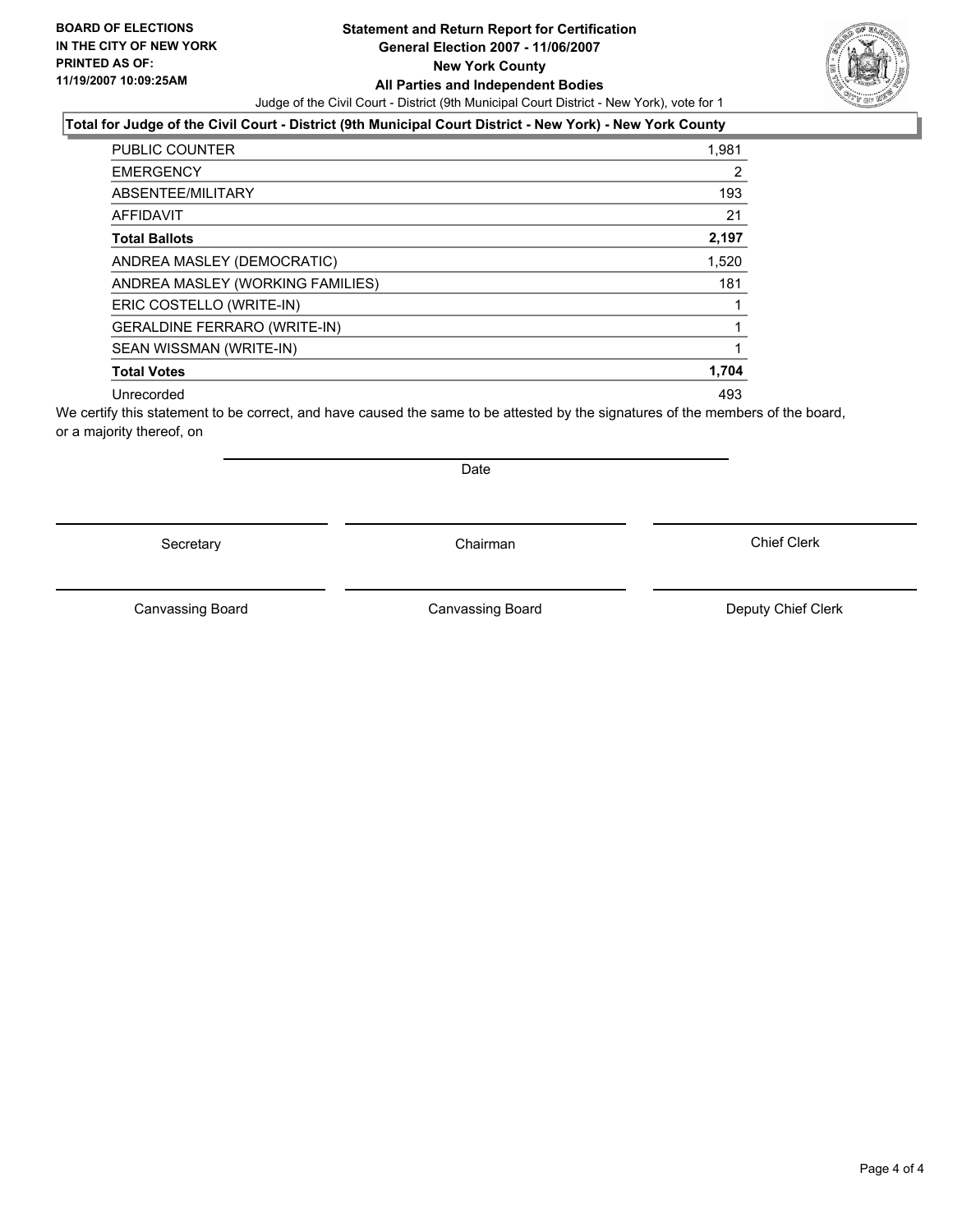**BOARD OF ELECTIONS IN THE CITY OF NEW YORK PRINTED AS OF: 11/19/2007 10:09:25AM**

# Statement and Return Report for Certification
## General Election 2007 - 11/06/2007
## New York County
## All Parties and Independent Bodies

Judge of the Civil Court - District (9th Municipal Court District - New York), vote for 1

**Total for Judge of the Civil Court - District (9th Municipal Court District - New York) - New York County**

| | |
|---|---|
| PUBLIC COUNTER | 1,981 |
| EMERGENCY | 2 |
| ABSENTEE/MILITARY | 193 |
| AFFIDAVIT | 21 |
| **Total Ballots** | **2,197** |
| ANDREA MASLEY (DEMOCRATIC) | 1,520 |
| ANDREA MASLEY (WORKING FAMILIES) | 181 |
| ERIC COSTELLO (WRITE-IN) | 1 |
| GERALDINE FERRARO (WRITE-IN) | 1 |
| SEAN WISSMAN (WRITE-IN) | 1 |
| **Total Votes** | **1,704** |
| Unrecorded | 493 |

We certify this statement to be correct, and have caused the same to be attested by the signatures of the members of the board, or a majority thereof, on

Date

Secretary

Chairman

Chief Clerk

Canvassing Board

Canvassing Board

Deputy Chief Clerk